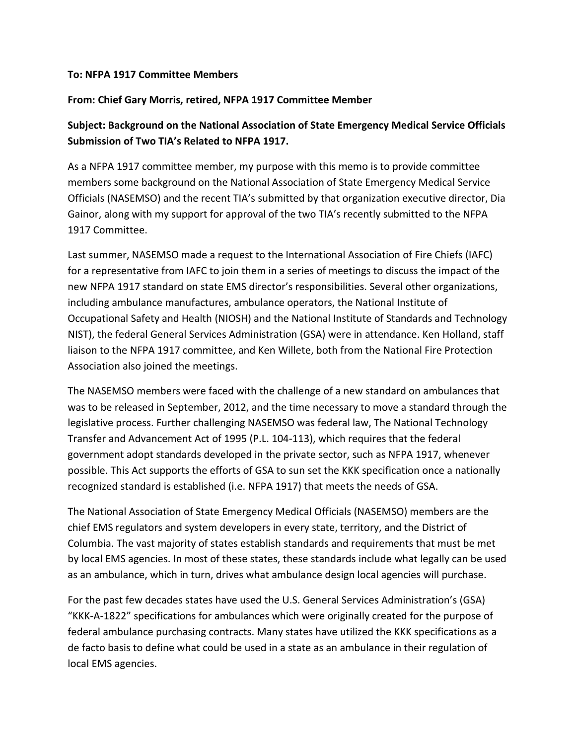**To: NFPA 1917 Committee Members**

**From: Chief Gary Morris, retired, NFPA 1917 Committee Member**

**Subject: Background on the National Association of State Emergency Medical Service Officials Submission of Two TIA's Related to NFPA 1917.**

As a NFPA 1917 committee member, my purpose with this memo is to provide committee members some background on the National Association of State Emergency Medical Service Officials (NASEMSO) and the recent TIA's submitted by that organization executive director, Dia Gainor, along with my support for approval of the two TIA's recently submitted to the NFPA 1917 Committee.

Last summer, NASEMSO made a request to the International Association of Fire Chiefs (IAFC) for a representative from IAFC to join them in a series of meetings to discuss the impact of the new NFPA 1917 standard on state EMS director's responsibilities. Several other organizations, including ambulance manufactures, ambulance operators, the National Institute of Occupational Safety and Health (NIOSH) and the National Institute of Standards and Technology NIST), the federal General Services Administration (GSA) were in attendance. Ken Holland, staff liaison to the NFPA 1917 committee, and Ken Willete, both from the National Fire Protection Association also joined the meetings.

The NASEMSO members were faced with the challenge of a new standard on ambulances that was to be released in September, 2012, and the time necessary to move a standard through the legislative process. Further challenging NASEMSO was federal law, The National Technology Transfer and Advancement Act of 1995 (P.L. 104-113), which requires that the federal government adopt standards developed in the private sector, such as NFPA 1917, whenever possible. This Act supports the efforts of GSA to sun set the KKK specification once a nationally recognized standard is established (i.e. NFPA 1917) that meets the needs of GSA.

The National Association of State Emergency Medical Officials (NASEMSO) members are the chief EMS regulators and system developers in every state, territory, and the District of Columbia. The vast majority of states establish standards and requirements that must be met by local EMS agencies. In most of these states, these standards include what legally can be used as an ambulance, which in turn, drives what ambulance design local agencies will purchase.

For the past few decades states have used the U.S. General Services Administration's (GSA) "KKK-A-1822" specifications for ambulances which were originally created for the purpose of federal ambulance purchasing contracts. Many states have utilized the KKK specifications as a de facto basis to define what could be used in a state as an ambulance in their regulation of local EMS agencies.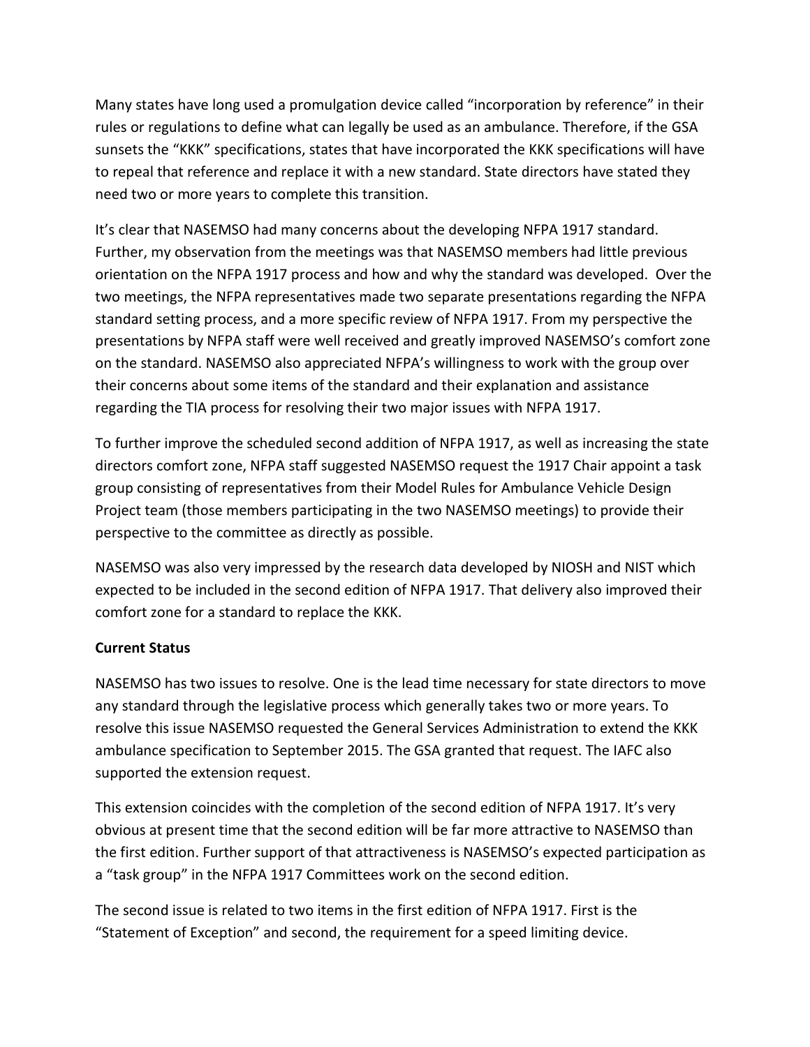Many states have long used a promulgation device called "incorporation by reference" in their rules or regulations to define what can legally be used as an ambulance. Therefore, if the GSA sunsets the "KKK" specifications, states that have incorporated the KKK specifications will have to repeal that reference and replace it with a new standard. State directors have stated they need two or more years to complete this transition.

It's clear that NASEMSO had many concerns about the developing NFPA 1917 standard. Further, my observation from the meetings was that NASEMSO members had little previous orientation on the NFPA 1917 process and how and why the standard was developed. Over the two meetings, the NFPA representatives made two separate presentations regarding the NFPA standard setting process, and a more specific review of NFPA 1917. From my perspective the presentations by NFPA staff were well received and greatly improved NASEMSO's comfort zone on the standard. NASEMSO also appreciated NFPA's willingness to work with the group over their concerns about some items of the standard and their explanation and assistance regarding the TIA process for resolving their two major issues with NFPA 1917.

To further improve the scheduled second addition of NFPA 1917, as well as increasing the state directors comfort zone, NFPA staff suggested NASEMSO request the 1917 Chair appoint a task group consisting of representatives from their Model Rules for Ambulance Vehicle Design Project team (those members participating in the two NASEMSO meetings) to provide their perspective to the committee as directly as possible.

NASEMSO was also very impressed by the research data developed by NIOSH and NIST which expected to be included in the second edition of NFPA 1917. That delivery also improved their comfort zone for a standard to replace the KKK.

**Current Status**

NASEMSO has two issues to resolve. One is the lead time necessary for state directors to move any standard through the legislative process which generally takes two or more years. To resolve this issue NASEMSO requested the General Services Administration to extend the KKK ambulance specification to September 2015. The GSA granted that request. The IAFC also supported the extension request.

This extension coincides with the completion of the second edition of NFPA 1917. It's very obvious at present time that the second edition will be far more attractive to NASEMSO than the first edition. Further support of that attractiveness is NASEMSO's expected participation as a "task group" in the NFPA 1917 Committees work on the second edition.

The second issue is related to two items in the first edition of NFPA 1917. First is the "Statement of Exception" and second, the requirement for a speed limiting device.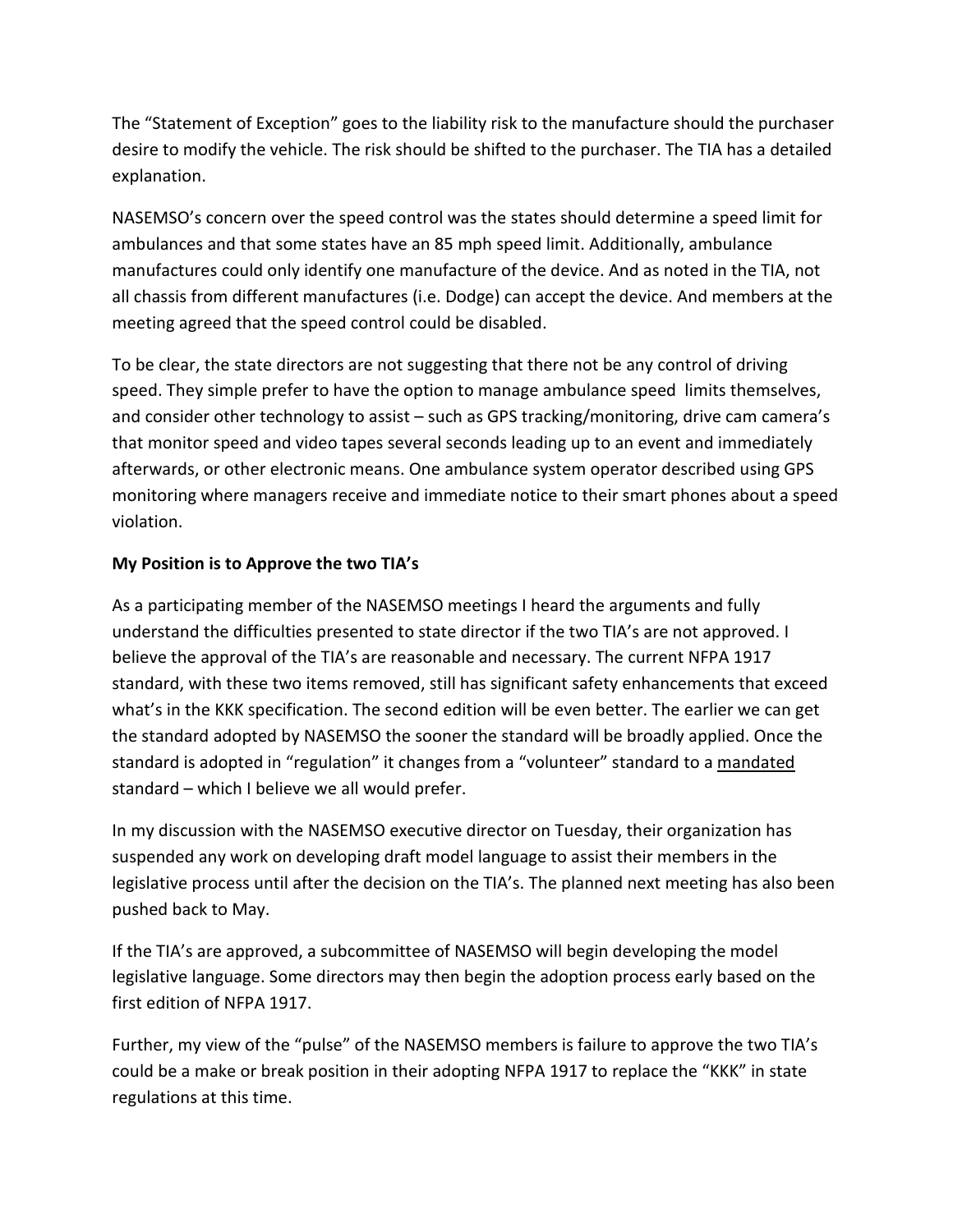The "Statement of Exception" goes to the liability risk to the manufacture should the purchaser desire to modify the vehicle. The risk should be shifted to the purchaser. The TIA has a detailed explanation.

NASEMSO's concern over the speed control was the states should determine a speed limit for ambulances and that some states have an 85 mph speed limit. Additionally, ambulance manufactures could only identify one manufacture of the device. And as noted in the TIA, not all chassis from different manufactures (i.e. Dodge) can accept the device. And members at the meeting agreed that the speed control could be disabled.

To be clear, the state directors are not suggesting that there not be any control of driving speed. They simple prefer to have the option to manage ambulance speed limits themselves, and consider other technology to assist – such as GPS tracking/monitoring, drive cam camera's that monitor speed and video tapes several seconds leading up to an event and immediately afterwards, or other electronic means. One ambulance system operator described using GPS monitoring where managers receive and immediate notice to their smart phones about a speed violation.

**My Position is to Approve the two TIA's**

As a participating member of the NASEMSO meetings I heard the arguments and fully understand the difficulties presented to state director if the two TIA's are not approved. I believe the approval of the TIA's are reasonable and necessary. The current NFPA 1917 standard, with these two items removed, still has significant safety enhancements that exceed what's in the KKK specification. The second edition will be even better. The earlier we can get the standard adopted by NASEMSO the sooner the standard will be broadly applied. Once the standard is adopted in "regulation" it changes from a "volunteer" standard to a mandated standard – which I believe we all would prefer.

In my discussion with the NASEMSO executive director on Tuesday, their organization has suspended any work on developing draft model language to assist their members in the legislative process until after the decision on the TIA's. The planned next meeting has also been pushed back to May.

If the TIA's are approved, a subcommittee of NASEMSO will begin developing the model legislative language. Some directors may then begin the adoption process early based on the first edition of NFPA 1917.

Further, my view of the "pulse" of the NASEMSO members is failure to approve the two TIA's could be a make or break position in their adopting NFPA 1917 to replace the "KKK" in state regulations at this time.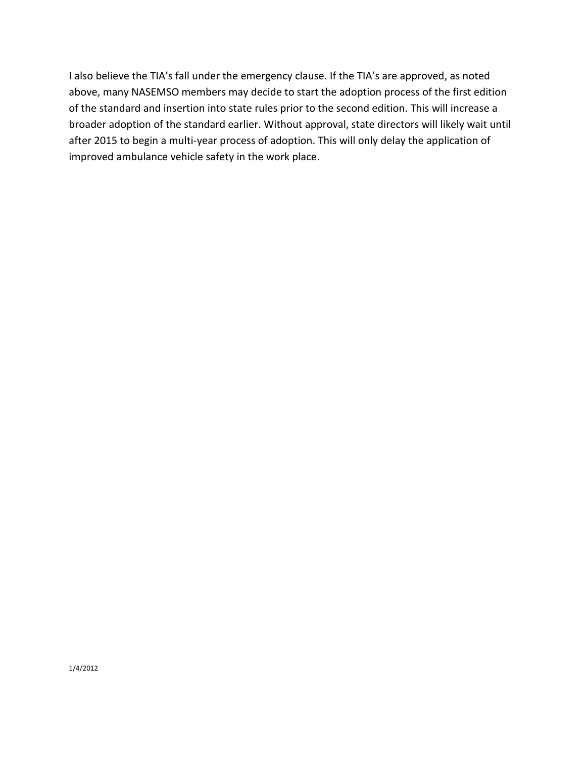I also believe the TIA's fall under the emergency clause. If the TIA's are approved, as noted above, many NASEMSO members may decide to start the adoption process of the first edition of the standard and insertion into state rules prior to the second edition. This will increase a broader adoption of the standard earlier. Without approval, state directors will likely wait until after 2015 to begin a multi-year process of adoption. This will only delay the application of improved ambulance vehicle safety in the work place.

1/4/2012